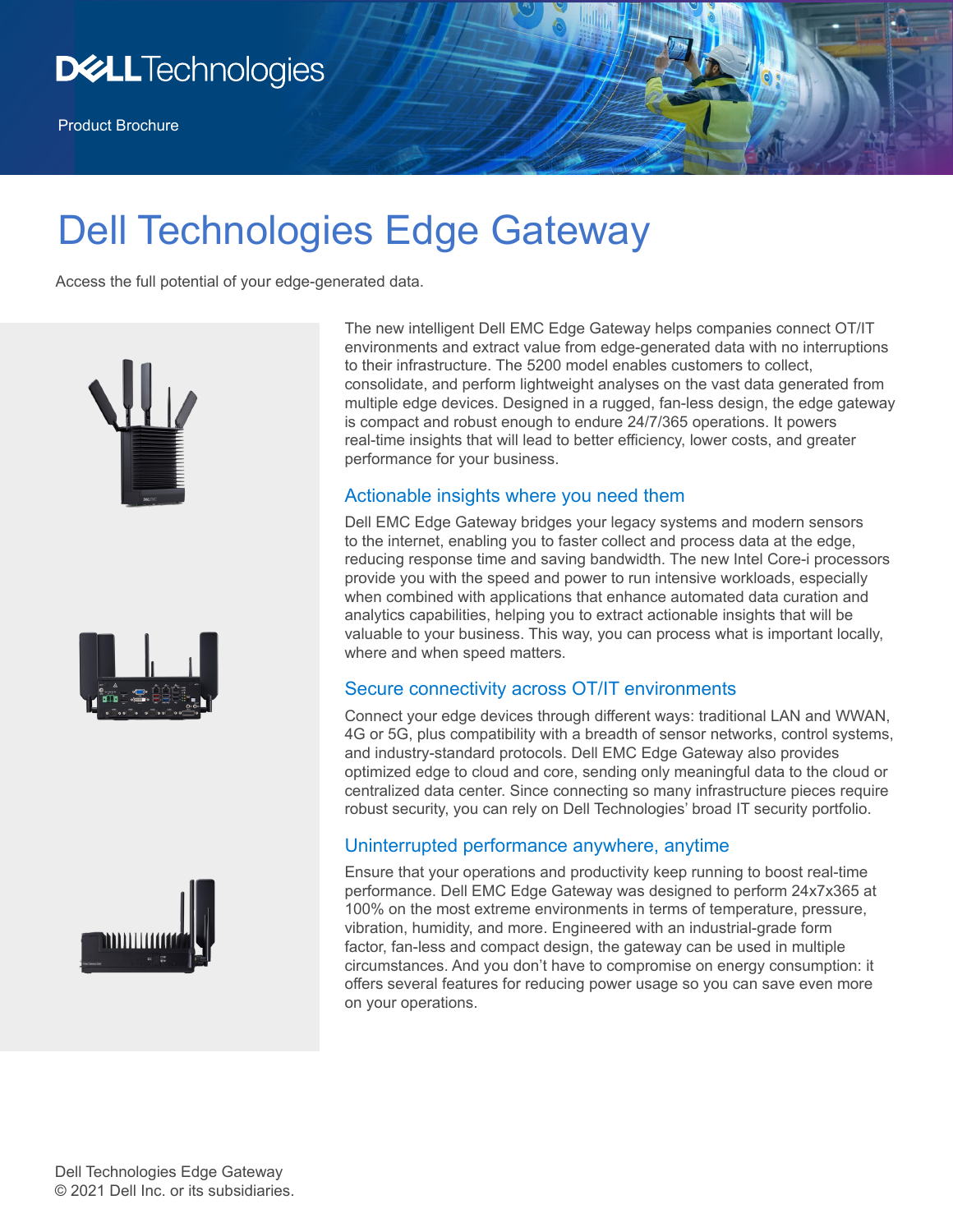Dell Technologies

Product Brochure

# Dell Technologies Edge Gateway

Access the full potential of your edge-generated data.

The new intelligent Dell EMC Edge Gateway helps companies connect OT/IT environments and extract value from edge-generated data with no interruptions to their infrastructure. The 5200 model enables customers to collect, consolidate, and perform lightweight analyses on the vast data generated from multiple edge devices. Designed in a rugged, fan-less design, the edge gateway is compact and robust enough to endure 24/7/365 operations. It powers real-time insights that will lead to better efficiency, lower costs, and greater performance for your business.

## Actionable insights where you need them

Dell EMC Edge Gateway bridges your legacy systems and modern sensors to the internet, enabling you to faster collect and process data at the edge, reducing response time and saving bandwidth. The new Intel Core-i processors provide you with the speed and power to run intensive workloads, especially when combined with applications that enhance automated data curation and analytics capabilities, helping you to extract actionable insights that will be valuable to your business. This way, you can process what is important locally, where and when speed matters.

## Secure connectivity across OT/IT environments

Connect your edge devices through different ways: traditional LAN and WWAN, 4G or 5G, plus compatibility with a breadth of sensor networks, control systems, and industry-standard protocols. Dell EMC Edge Gateway also provides optimized edge to cloud and core, sending only meaningful data to the cloud or centralized data center. Since connecting so many infrastructure pieces require robust security, you can rely on Dell Technologies' broad IT security portfolio.

## Uninterrupted performance anywhere, anytime

Ensure that your operations and productivity keep running to boost real-time performance. Dell EMC Edge Gateway was designed to perform 24x7x365 at 100% on the most extreme environments in terms of temperature, pressure, vibration, humidity, and more. Engineered with an industrial-grade form factor, fan-less and compact design, the gateway can be used in multiple circumstances. And you don't have to compromise on energy consumption: it offers several features for reducing power usage so you can save even more on your operations.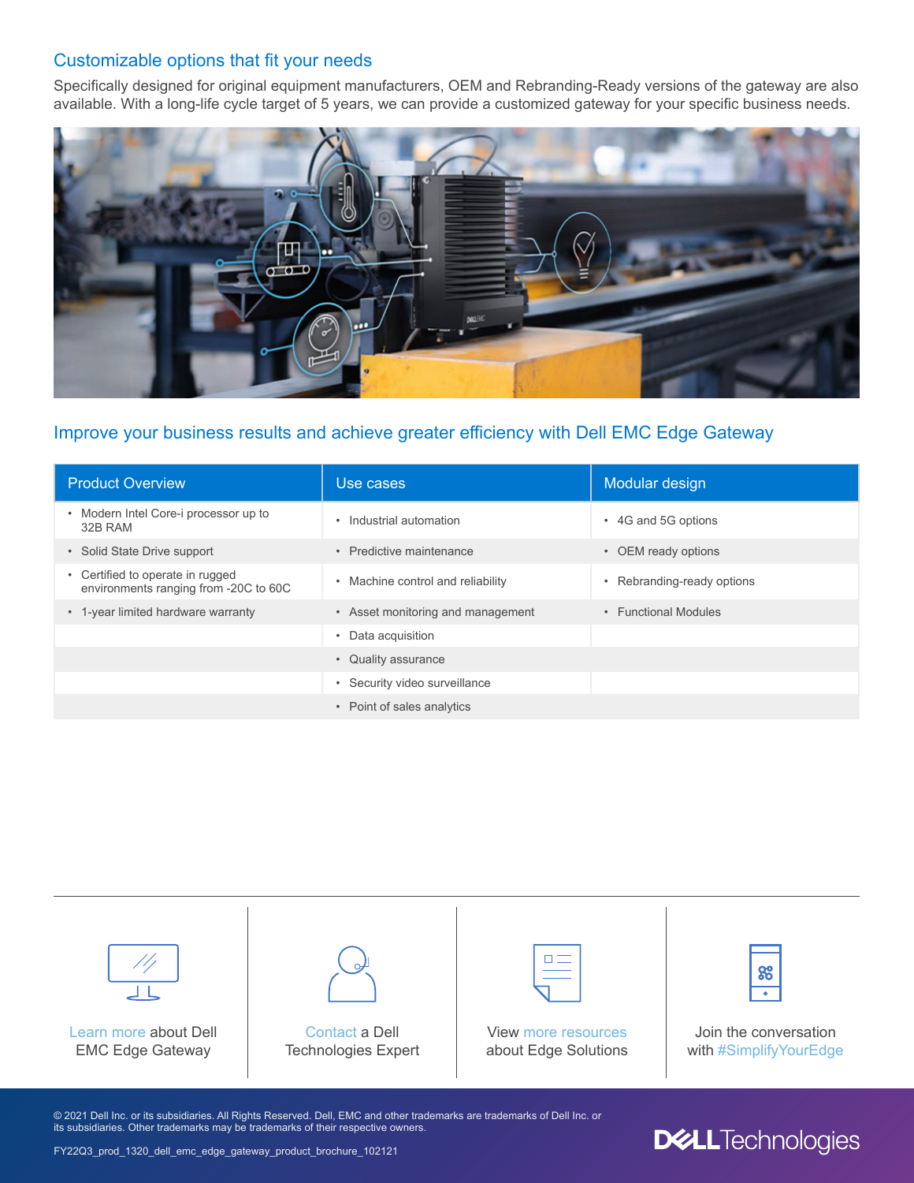## Customizable options that fit your needs

Specifically designed for original equipment manufacturers, OEM and Rebranding-Ready versions of the gateway are also available. With a long-life cycle target of 5 years, we can provide a customized gateway for your specific business needs.

## Improve your business results and achieve greater efficiency with Dell EMC Edge Gateway

| Product Overview | Use cases | Modular design |
|---|---|---|
| • Modern Intel Core-i processor up to 32B RAM | • Industrial automation | • 4G and 5G options |
| • Solid State Drive support | • Predictive maintenance | • OEM ready options |
| • Certified to operate in rugged environments ranging from -20C to 60C | • Machine control and reliability | • Rebranding-ready options |
| • 1-year limited hardware warranty | • Asset monitoring and management | • Functional Modules |
| | • Data acquisition | |
| | • Quality assurance | |
| | • Security video surveillance | |
| | • Point of sales analytics | |

Learn more about Dell EMC Edge Gateway

Contact a Dell Technologies Expert

View more resources about Edge Solutions

Join the conversation with #SimplifyYourEdge

© 2021 Dell Inc. or its subsidiaries. All Rights Reserved. Dell, EMC and other trademarks are trademarks of Dell Inc. or its subsidiaries. Other trademarks may be trademarks of their respective owners.

FY22Q3_prod_1320_dell_emc_edge_gateway_product_brochure_102121